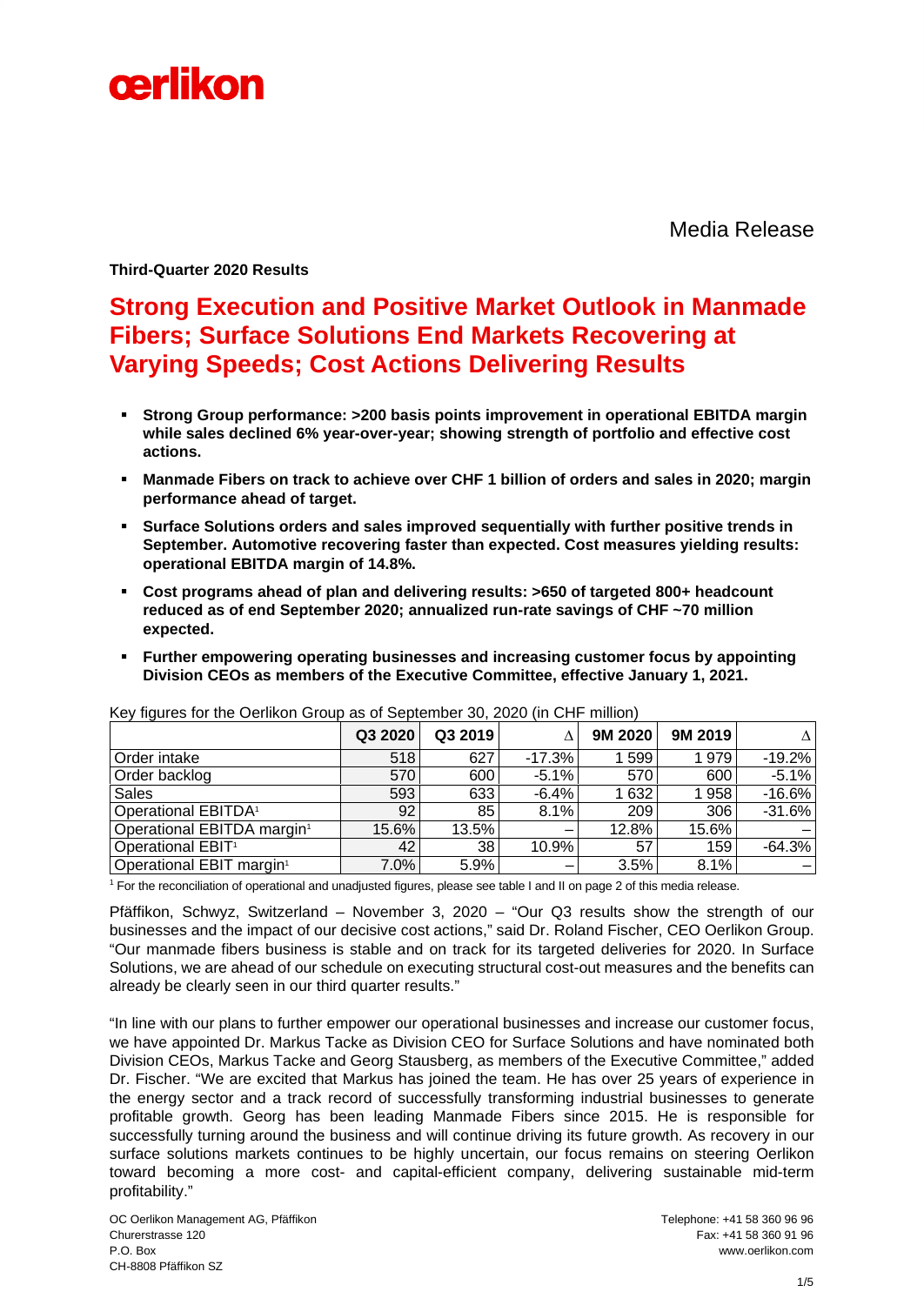Media Release

**Third-Quarter 2020 Results**

# Strong Execution and Positive Market Outlook in Manmade Fibers; Surface Solutions End Markets Recovering at Varying Speeds; Cost Actions Delivering Results

- **Strong Group performance: >200 basis points improvement in operational EBITDA margin while sales declined 6% year-over-year; showing strength of portfolio and effective cost actions.**
- **Manmade Fibers on track to achieve over CHF 1 billion of orders and sales in 2020; margin performance ahead of target.**
- **Surface Solutions orders and sales improved sequentially with further positive trends in September. Automotive recovering faster than expected. Cost measures yielding results: operational EBITDA margin of 14.8%.**
- **Cost programs ahead of plan and delivering results: >650 of targeted 800+ headcount reduced as of end September 2020; annualized run-rate savings of CHF ~70 million expected.**
- **Further empowering operating businesses and increasing customer focus by appointing Division CEOs as members of the Executive Committee, effective January 1, 2021.**

Key figures for the Oerlikon Group as of September 30, 2020 (in CHF million)

| | Q3 2020 | Q3 2019 | Δ | 9M 2020 | 9M 2019 | Δ |
|---|---|---|---|---|---|---|
| Order intake | 518 | 627 | -17.3% | 1 599 | 1 979 | -19.2% |
| Order backlog | 570 | 600 | -5.1% | 570 | 600 | -5.1% |
| Sales | 593 | 633 | -6.4% | 1 632 | 1 958 | -16.6% |
| Operational EBITDA[1] | 92 | 85 | 8.1% | 209 | 306 | -31.6% |
| Operational EBITDA margin[1] | 15.6% | 13.5% | – | 12.8% | 15.6% | – |
| Operational EBIT[1] | 42 | 38 | 10.9% | 57 | 159 | -64.3% |
| Operational EBIT margin[1] | 7.0% | 5.9% | – | 3.5% | 8.1% | – |

[1] For the reconciliation of operational and unadjusted figures, please see table I and II on page 2 of this media release.

Pfäffikon, Schwyz, Switzerland – November 3, 2020 – "Our Q3 results show the strength of our businesses and the impact of our decisive cost actions," said Dr. Roland Fischer, CEO Oerlikon Group. "Our manmade fibers business is stable and on track for its targeted deliveries for 2020. In Surface Solutions, we are ahead of our schedule on executing structural cost-out measures and the benefits can already be clearly seen in our third quarter results."

"In line with our plans to further empower our operational businesses and increase our customer focus, we have appointed Dr. Markus Tacke as Division CEO for Surface Solutions and have nominated both Division CEOs, Markus Tacke and Georg Stausberg, as members of the Executive Committee," added Dr. Fischer. "We are excited that Markus has joined the team. He has over 25 years of experience in the energy sector and a track record of successfully transforming industrial businesses to generate profitable growth. Georg has been leading Manmade Fibers since 2015. He is responsible for successfully turning around the business and will continue driving its future growth. As recovery in our surface solutions markets continues to be highly uncertain, our focus remains on steering Oerlikon toward becoming a more cost- and capital-efficient company, delivering sustainable mid-term profitability."

OC Oerlikon Management AG, Pfäffikon
Churerstrasse 120
P.O. Box
CH-8808 Pfäffikon SZ

Telephone: +41 58 360 96 96
Fax: +41 58 360 91 96
www.oerlikon.com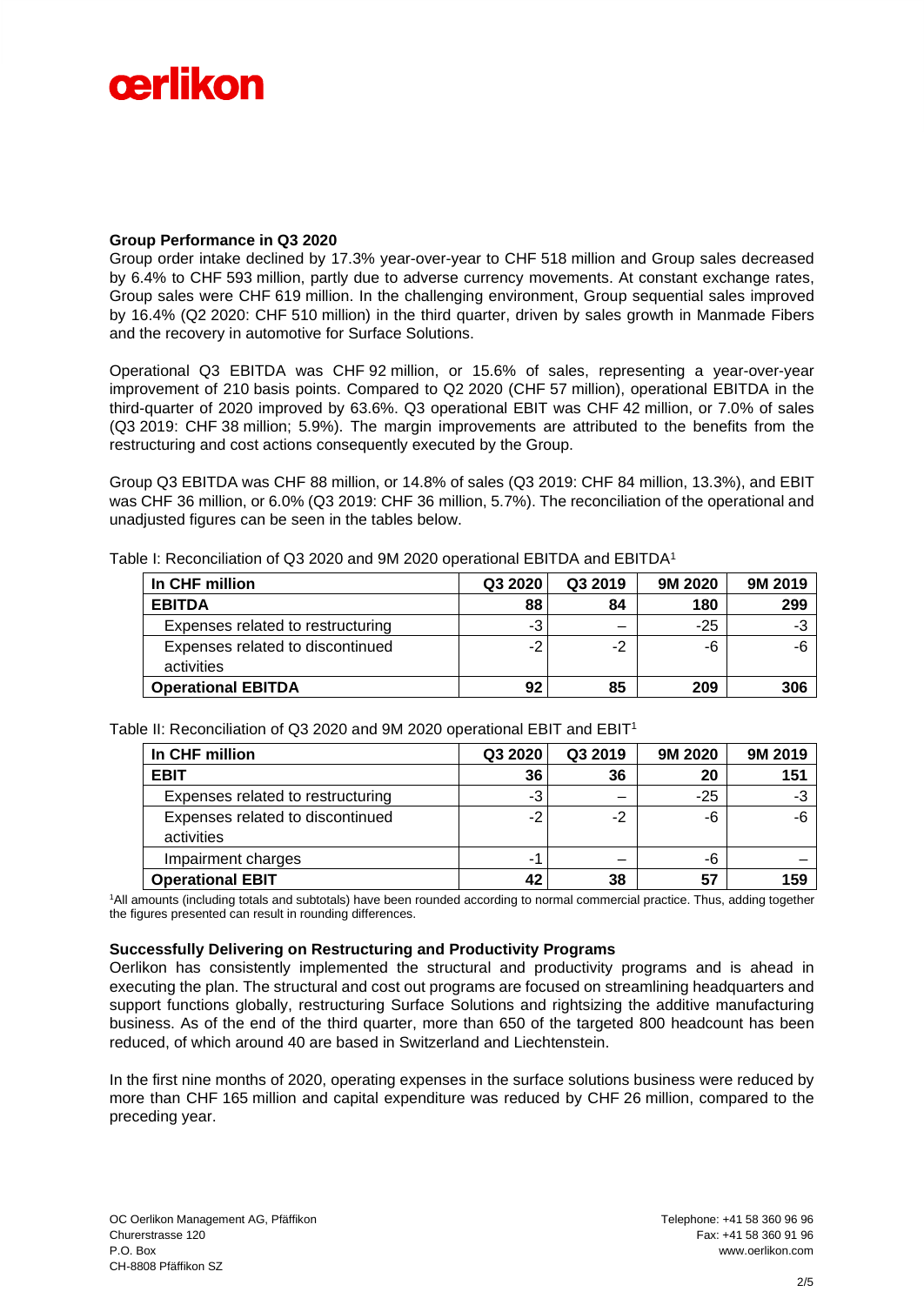**Group Performance in Q3 2020**

Group order intake declined by 17.3% year-over-year to CHF 518 million and Group sales decreased by 6.4% to CHF 593 million, partly due to adverse currency movements. At constant exchange rates, Group sales were CHF 619 million. In the challenging environment, Group sequential sales improved by 16.4% (Q2 2020: CHF 510 million) in the third quarter, driven by sales growth in Manmade Fibers and the recovery in automotive for Surface Solutions.

Operational Q3 EBITDA was CHF 92 million, or 15.6% of sales, representing a year-over-year improvement of 210 basis points. Compared to Q2 2020 (CHF 57 million), operational EBITDA in the third-quarter of 2020 improved by 63.6%. Q3 operational EBIT was CHF 42 million, or 7.0% of sales (Q3 2019: CHF 38 million; 5.9%). The margin improvements are attributed to the benefits from the restructuring and cost actions consequently executed by the Group.

Group Q3 EBITDA was CHF 88 million, or 14.8% of sales (Q3 2019: CHF 84 million, 13.3%), and EBIT was CHF 36 million, or 6.0% (Q3 2019: CHF 36 million, 5.7%). The reconciliation of the operational and unadjusted figures can be seen in the tables below.

Table I: Reconciliation of Q3 2020 and 9M 2020 operational EBITDA and EBITDA[1]

| In CHF million | Q3 2020 | Q3 2019 | 9M 2020 | 9M 2019 |
|---|---|---|---|---|
| **EBITDA** | **88** | **84** | **180** | **299** |
| Expenses related to restructuring | -3 | – | -25 | -3 |
| Expenses related to discontinued activities | -2 | -2 | -6 | -6 |
| **Operational EBITDA** | **92** | **85** | **209** | **306** |

Table II: Reconciliation of Q3 2020 and 9M 2020 operational EBIT and EBIT[1]

| In CHF million | Q3 2020 | Q3 2019 | 9M 2020 | 9M 2019 |
|---|---|---|---|---|
| **EBIT** | **36** | **36** | **20** | **151** |
| Expenses related to restructuring | -3 | – | -25 | -3 |
| Expenses related to discontinued activities | -2 | -2 | -6 | -6 |
| Impairment charges | -1 | – | -6 | – |
| **Operational EBIT** | **42** | **38** | **57** | **159** |

[1]All amounts (including totals and subtotals) have been rounded according to normal commercial practice. Thus, adding together the figures presented can result in rounding differences.

**Successfully Delivering on Restructuring and Productivity Programs**

Oerlikon has consistently implemented the structural and productivity programs and is ahead in executing the plan. The structural and cost out programs are focused on streamlining headquarters and support functions globally, restructuring Surface Solutions and rightsizing the additive manufacturing business. As of the end of the third quarter, more than 650 of the targeted 800 headcount has been reduced, of which around 40 are based in Switzerland and Liechtenstein.

In the first nine months of 2020, operating expenses in the surface solutions business were reduced by more than CHF 165 million and capital expenditure was reduced by CHF 26 million, compared to the preceding year.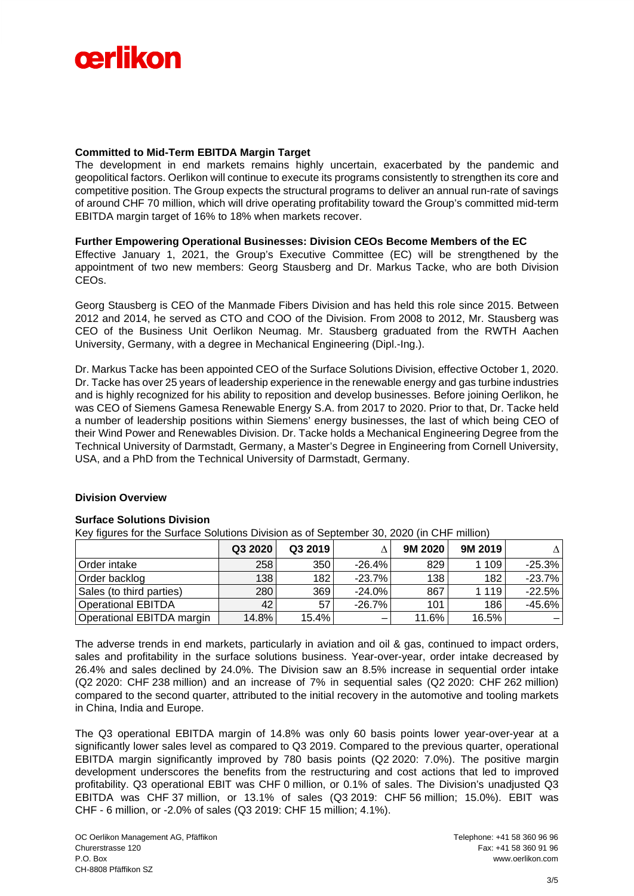**Committed to Mid-Term EBITDA Margin Target**

The development in end markets remains highly uncertain, exacerbated by the pandemic and geopolitical factors. Oerlikon will continue to execute its programs consistently to strengthen its core and competitive position. The Group expects the structural programs to deliver an annual run-rate of savings of around CHF 70 million, which will drive operating profitability toward the Group's committed mid-term EBITDA margin target of 16% to 18% when markets recover.

**Further Empowering Operational Businesses: Division CEOs Become Members of the EC**

Effective January 1, 2021, the Group's Executive Committee (EC) will be strengthened by the appointment of two new members: Georg Stausberg and Dr. Markus Tacke, who are both Division CEOs.

Georg Stausberg is CEO of the Manmade Fibers Division and has held this role since 2015. Between 2012 and 2014, he served as CTO and COO of the Division. From 2008 to 2012, Mr. Stausberg was CEO of the Business Unit Oerlikon Neumag. Mr. Stausberg graduated from the RWTH Aachen University, Germany, with a degree in Mechanical Engineering (Dipl.-Ing.).

Dr. Markus Tacke has been appointed CEO of the Surface Solutions Division, effective October 1, 2020. Dr. Tacke has over 25 years of leadership experience in the renewable energy and gas turbine industries and is highly recognized for his ability to reposition and develop businesses. Before joining Oerlikon, he was CEO of Siemens Gamesa Renewable Energy S.A. from 2017 to 2020. Prior to that, Dr. Tacke held a number of leadership positions within Siemens' energy businesses, the last of which being CEO of their Wind Power and Renewables Division. Dr. Tacke holds a Mechanical Engineering Degree from the Technical University of Darmstadt, Germany, a Master's Degree in Engineering from Cornell University, USA, and a PhD from the Technical University of Darmstadt, Germany.

**Division Overview**

**Surface Solutions Division**

Key figures for the Surface Solutions Division as of September 30, 2020 (in CHF million)

| | Q3 2020 | Q3 2019 | Δ | 9M 2020 | 9M 2019 | Δ |
|---|---|---|---|---|---|---|
| Order intake | 258 | 350 | -26.4% | 829 | 1 109 | -25.3% |
| Order backlog | 138 | 182 | -23.7% | 138 | 182 | -23.7% |
| Sales (to third parties) | 280 | 369 | -24.0% | 867 | 1 119 | -22.5% |
| Operational EBITDA | 42 | 57 | -26.7% | 101 | 186 | -45.6% |
| Operational EBITDA margin | 14.8% | 15.4% | – | 11.6% | 16.5% | – |

The adverse trends in end markets, particularly in aviation and oil & gas, continued to impact orders, sales and profitability in the surface solutions business. Year-over-year, order intake decreased by 26.4% and sales declined by 24.0%. The Division saw an 8.5% increase in sequential order intake (Q2 2020: CHF 238 million) and an increase of 7% in sequential sales (Q2 2020: CHF 262 million) compared to the second quarter, attributed to the initial recovery in the automotive and tooling markets in China, India and Europe.

The Q3 operational EBITDA margin of 14.8% was only 60 basis points lower year-over-year at a significantly lower sales level as compared to Q3 2019. Compared to the previous quarter, operational EBITDA margin significantly improved by 780 basis points (Q2 2020: 7.0%). The positive margin development underscores the benefits from the restructuring and cost actions that led to improved profitability. Q3 operational EBIT was CHF 0 million, or 0.1% of sales. The Division's unadjusted Q3 EBITDA was CHF 37 million, or 13.1% of sales (Q3 2019: CHF 56 million; 15.0%). EBIT was CHF - 6 million, or -2.0% of sales (Q3 2019: CHF 15 million; 4.1%).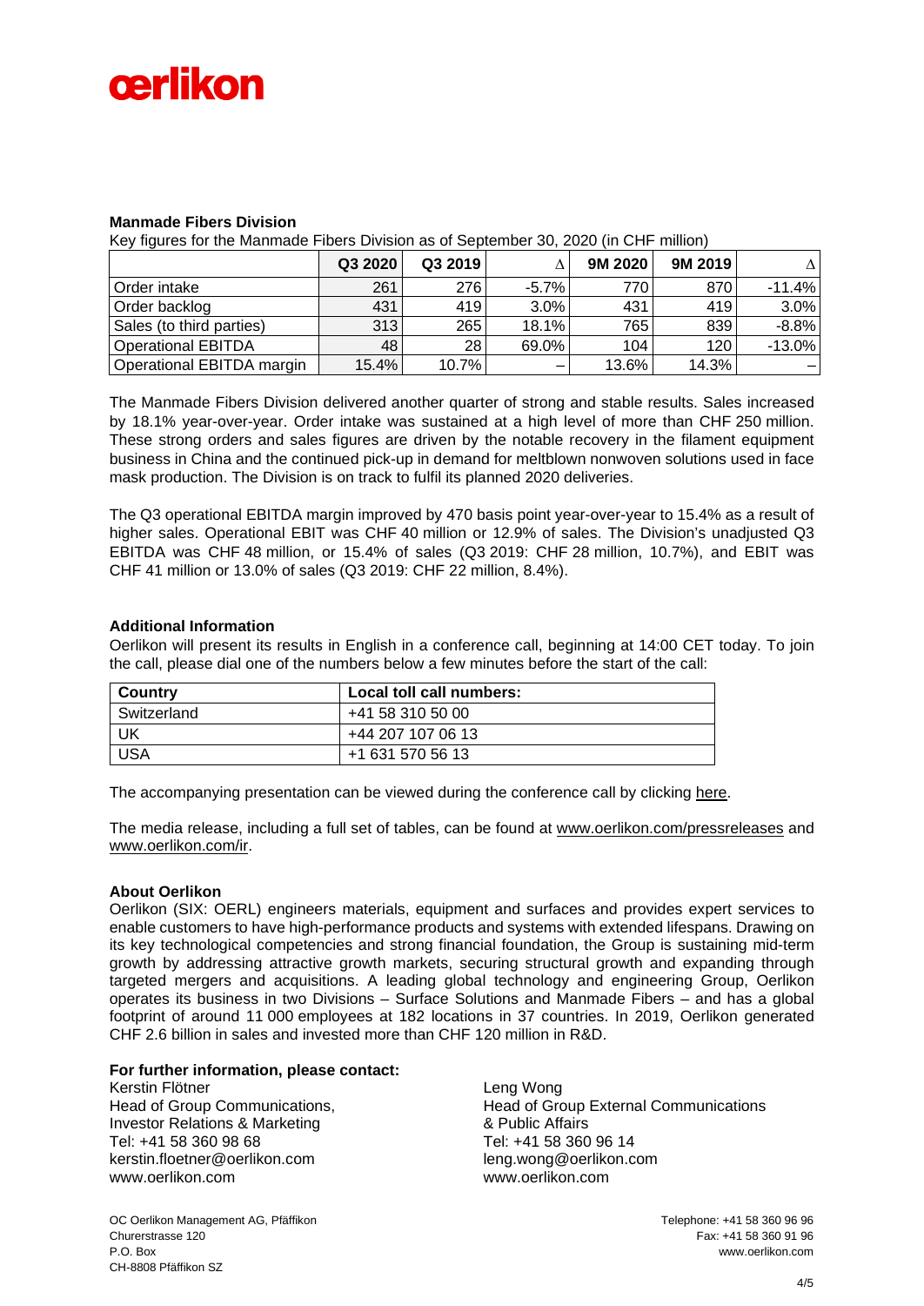### Manmade Fibers Division

Key figures for the Manmade Fibers Division as of September 30, 2020 (in CHF million)

| | Q3 2020 | Q3 2019 | Δ | 9M 2020 | 9M 2019 | Δ |
|---|---|---|---|---|---|---|
| Order intake | 261 | 276 | -5.7% | 770 | 870 | -11.4% |
| Order backlog | 431 | 419 | 3.0% | 431 | 419 | 3.0% |
| Sales (to third parties) | 313 | 265 | 18.1% | 765 | 839 | -8.8% |
| Operational EBITDA | 48 | 28 | 69.0% | 104 | 120 | -13.0% |
| Operational EBITDA margin | 15.4% | 10.7% | – | 13.6% | 14.3% | – |

The Manmade Fibers Division delivered another quarter of strong and stable results. Sales increased by 18.1% year-over-year. Order intake was sustained at a high level of more than CHF 250 million. These strong orders and sales figures are driven by the notable recovery in the filament equipment business in China and the continued pick-up in demand for meltblown nonwoven solutions used in face mask production. The Division is on track to fulfil its planned 2020 deliveries.

The Q3 operational EBITDA margin improved by 470 basis point year-over-year to 15.4% as a result of higher sales. Operational EBIT was CHF 40 million or 12.9% of sales. The Division's unadjusted Q3 EBITDA was CHF 48 million, or 15.4% of sales (Q3 2019: CHF 28 million, 10.7%), and EBIT was CHF 41 million or 13.0% of sales (Q3 2019: CHF 22 million, 8.4%).

### Additional Information

Oerlikon will present its results in English in a conference call, beginning at 14:00 CET today. To join the call, please dial one of the numbers below a few minutes before the start of the call:

| Country | Local toll call numbers: |
|---|---|
| Switzerland | +41 58 310 50 00 |
| UK | +44 207 107 06 13 |
| USA | +1 631 570 56 13 |

The accompanying presentation can be viewed during the conference call by clicking here.

The media release, including a full set of tables, can be found at www.oerlikon.com/pressreleases and www.oerlikon.com/ir.

### About Oerlikon

Oerlikon (SIX: OERL) engineers materials, equipment and surfaces and provides expert services to enable customers to have high-performance products and systems with extended lifespans. Drawing on its key technological competencies and strong financial foundation, the Group is sustaining mid-term growth by addressing attractive growth markets, securing structural growth and expanding through targeted mergers and acquisitions. A leading global technology and engineering Group, Oerlikon operates its business in two Divisions – Surface Solutions and Manmade Fibers – and has a global footprint of around 11 000 employees at 182 locations in 37 countries. In 2019, Oerlikon generated CHF 2.6 billion in sales and invested more than CHF 120 million in R&D.

### For further information, please contact:

Kerstin Flötner
Head of Group Communications,
Investor Relations & Marketing
Tel: +41 58 360 98 68
kerstin.floetner@oerlikon.com
www.oerlikon.com

Leng Wong
Head of Group External Communications
& Public Affairs
Tel: +41 58 360 96 14
leng.wong@oerlikon.com
www.oerlikon.com

OC Oerlikon Management AG, Pfäffikon
Churerstrasse 120
P.O. Box
CH-8808 Pfäffikon SZ

Telephone: +41 58 360 96 96
Fax: +41 58 360 91 96
www.oerlikon.com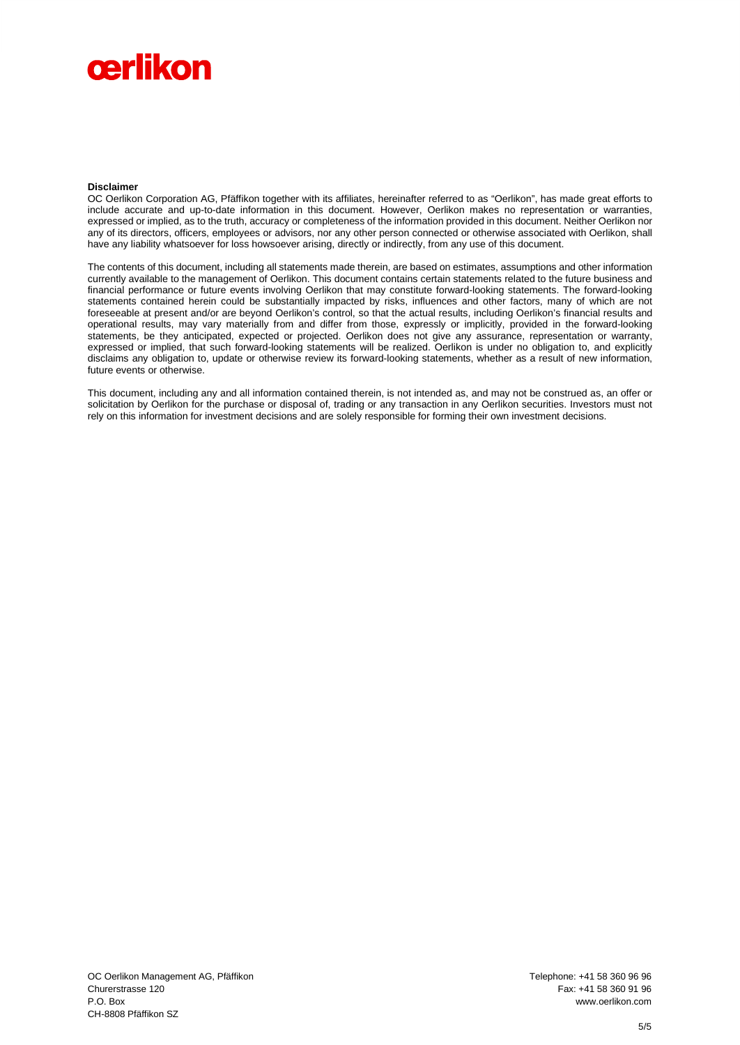oerlikon

**Disclaimer**

OC Oerlikon Corporation AG, Pfäffikon together with its affiliates, hereinafter referred to as "Oerlikon", has made great efforts to include accurate and up-to-date information in this document. However, Oerlikon makes no representation or warranties, expressed or implied, as to the truth, accuracy or completeness of the information provided in this document. Neither Oerlikon nor any of its directors, officers, employees or advisors, nor any other person connected or otherwise associated with Oerlikon, shall have any liability whatsoever for loss howsoever arising, directly or indirectly, from any use of this document.

The contents of this document, including all statements made therein, are based on estimates, assumptions and other information currently available to the management of Oerlikon. This document contains certain statements related to the future business and financial performance or future events involving Oerlikon that may constitute forward-looking statements. The forward-looking statements contained herein could be substantially impacted by risks, influences and other factors, many of which are not foreseeable at present and/or are beyond Oerlikon's control, so that the actual results, including Oerlikon's financial results and operational results, may vary materially from and differ from those, expressly or implicitly, provided in the forward-looking statements, be they anticipated, expected or projected. Oerlikon does not give any assurance, representation or warranty, expressed or implied, that such forward-looking statements will be realized. Oerlikon is under no obligation to, and explicitly disclaims any obligation to, update or otherwise review its forward-looking statements, whether as a result of new information, future events or otherwise.

This document, including any and all information contained therein, is not intended as, and may not be construed as, an offer or solicitation by Oerlikon for the purchase or disposal of, trading or any transaction in any Oerlikon securities. Investors must not rely on this information for investment decisions and are solely responsible for forming their own investment decisions.

OC Oerlikon Management AG, Pfäffikon
Churerstrasse 120
P.O. Box
CH-8808 Pfäffikon SZ

Telephone: +41 58 360 96 96
Fax: +41 58 360 91 96
www.oerlikon.com